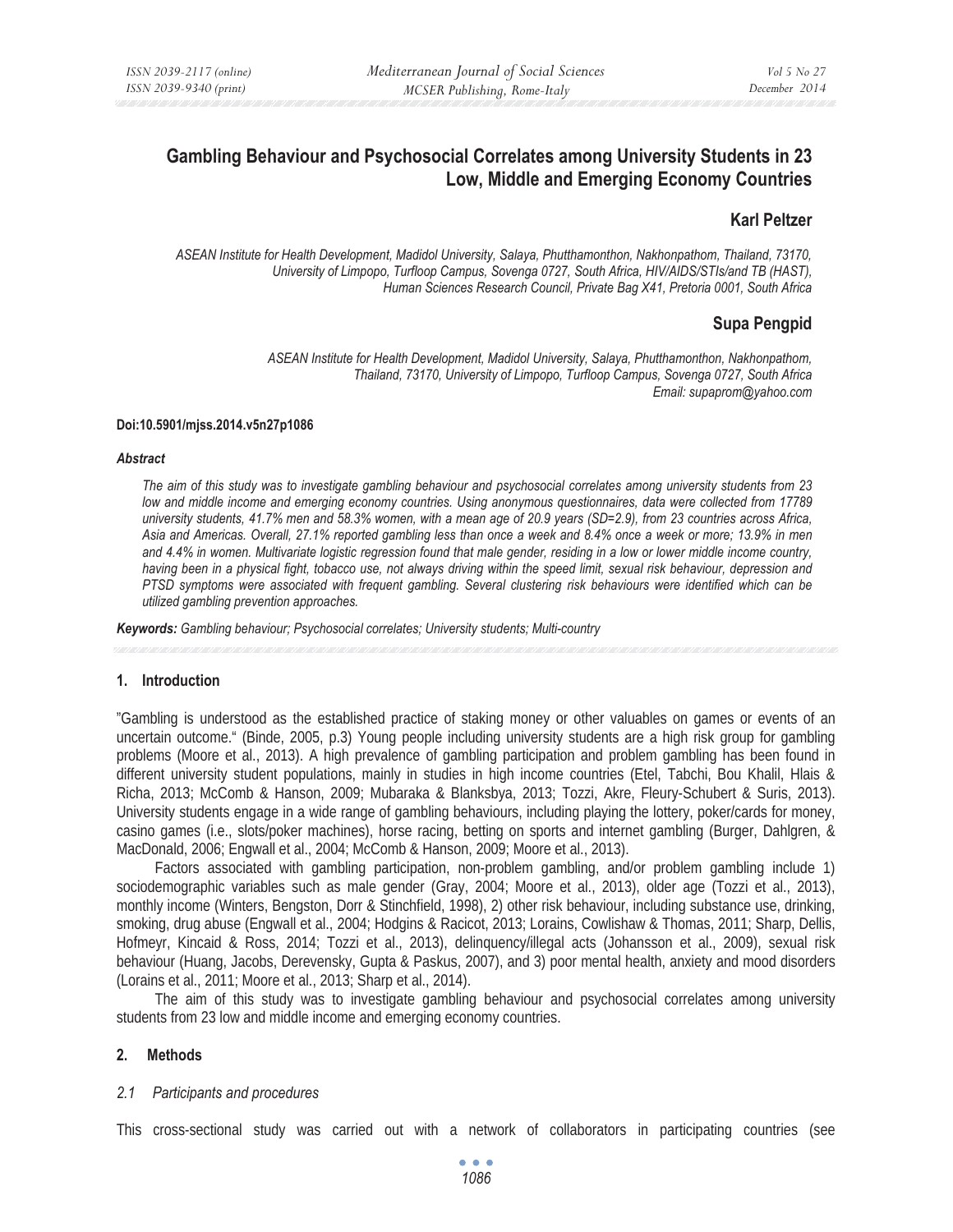# Gambling Behaviour and Psychosocial Correlates among University Students in 23 Low, Middle and Emerging Economy Countries

**Karl Peltzer**

*ASEAN Institute for Health Development, Madidol University, Salaya, Phutthamonthon, Nakhonpathom, Thailand, 73170, University of Limpopo, Turfloop Campus, Sovenga 0727, South Africa, HIV/AIDS/STIs/and TB (HAST), Human Sciences Research Council, Private Bag X41, Pretoria 0001, South Africa*

**Supa Pengpid**

*ASEAN Institute for Health Development, Madidol University, Salaya, Phutthamonthon, Nakhonpathom, Thailand, 73170, University of Limpopo, Turfloop Campus, Sovenga 0727, South Africa*
*Email: supaprom@yahoo.com*

**Doi:10.5901/mjss.2014.v5n27p1086**

***Abstract***

*The aim of this study was to investigate gambling behaviour and psychosocial correlates among university students from 23 low and middle income and emerging economy countries. Using anonymous questionnaires, data were collected from 17789 university students, 41.7% men and 58.3% women, with a mean age of 20.9 years (SD=2.9), from 23 countries across Africa, Asia and Americas. Overall, 27.1% reported gambling less than once a week and 8.4% once a week or more; 13.9% in men and 4.4% in women. Multivariate logistic regression found that male gender, residing in a low or lower middle income country, having been in a physical fight, tobacco use, not always driving within the speed limit, sexual risk behaviour, depression and PTSD symptoms were associated with frequent gambling. Several clustering risk behaviours were identified which can be utilized gambling prevention approaches.*

***Keywords:*** *Gambling behaviour; Psychosocial correlates; University students; Multi-country*

## 1. Introduction

"Gambling is understood as the established practice of staking money or other valuables on games or events of an uncertain outcome." (Binde, 2005, p.3) Young people including university students are a high risk group for gambling problems (Moore et al., 2013). A high prevalence of gambling participation and problem gambling has been found in different university student populations, mainly in studies in high income countries (Etel, Tabchi, Bou Khalil, Hlais & Richa, 2013; McComb & Hanson, 2009; Mubaraka & Blanksbya, 2013; Tozzi, Akre, Fleury-Schubert & Suris, 2013). University students engage in a wide range of gambling behaviours, including playing the lottery, poker/cards for money, casino games (i.e., slots/poker machines), horse racing, betting on sports and internet gambling (Burger, Dahlgren, & MacDonald, 2006; Engwall et al., 2004; McComb & Hanson, 2009; Moore et al., 2013).

Factors associated with gambling participation, non-problem gambling, and/or problem gambling include 1) sociodemographic variables such as male gender (Gray, 2004; Moore et al., 2013), older age (Tozzi et al., 2013), monthly income (Winters, Bengston, Dorr & Stinchfield, 1998), 2) other risk behaviour, including substance use, drinking, smoking, drug abuse (Engwall et al., 2004; Hodgins & Racicot, 2013; Lorains, Cowlishaw & Thomas, 2011; Sharp, Dellis, Hofmeyr, Kincaid & Ross, 2014; Tozzi et al., 2013), delinquency/illegal acts (Johansson et al., 2009), sexual risk behaviour (Huang, Jacobs, Derevensky, Gupta & Paskus, 2007), and 3) poor mental health, anxiety and mood disorders (Lorains et al., 2011; Moore et al., 2013; Sharp et al., 2014).

The aim of this study was to investigate gambling behaviour and psychosocial correlates among university students from 23 low and middle income and emerging economy countries.

## 2. Methods

### *2.1 Participants and procedures*

This cross-sectional study was carried out with a network of collaborators in participating countries (see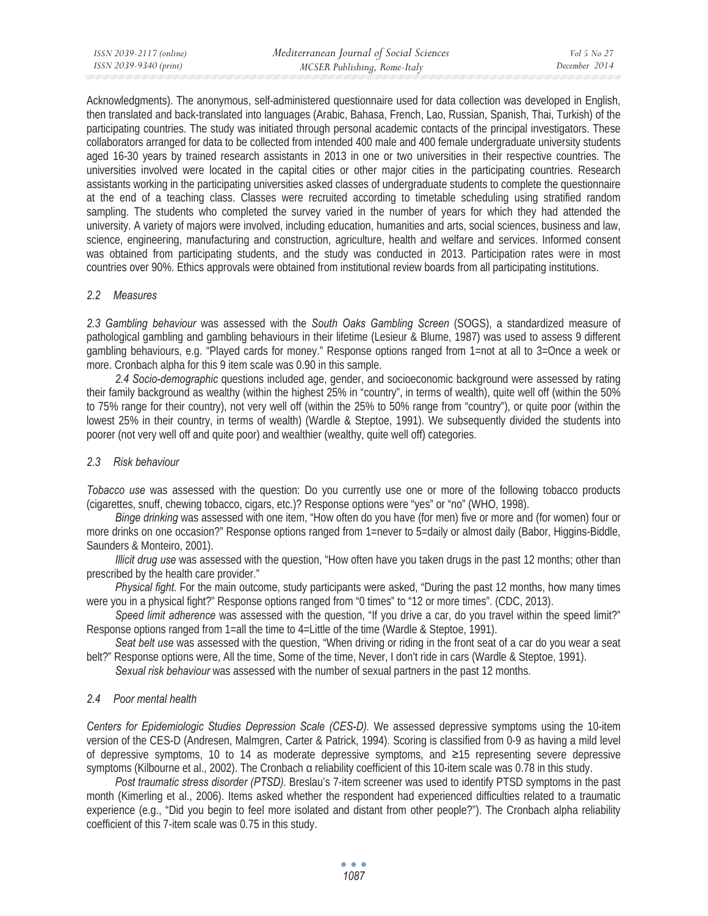Acknowledgments). The anonymous, self-administered questionnaire used for data collection was developed in English, then translated and back-translated into languages (Arabic, Bahasa, French, Lao, Russian, Spanish, Thai, Turkish) of the participating countries. The study was initiated through personal academic contacts of the principal investigators. These collaborators arranged for data to be collected from intended 400 male and 400 female undergraduate university students aged 16-30 years by trained research assistants in 2013 in one or two universities in their respective countries. The universities involved were located in the capital cities or other major cities in the participating countries. Research assistants working in the participating universities asked classes of undergraduate students to complete the questionnaire at the end of a teaching class. Classes were recruited according to timetable scheduling using stratified random sampling. The students who completed the survey varied in the number of years for which they had attended the university. A variety of majors were involved, including education, humanities and arts, social sciences, business and law, science, engineering, manufacturing and construction, agriculture, health and welfare and services. Informed consent was obtained from participating students, and the study was conducted in 2013. Participation rates were in most countries over 90%. Ethics approvals were obtained from institutional review boards from all participating institutions.

### *2.2 Measures*

*2.3 Gambling behaviour* was assessed with the *South Oaks Gambling Screen* (SOGS), a standardized measure of pathological gambling and gambling behaviours in their lifetime (Lesieur & Blume, 1987) was used to assess 9 different gambling behaviours, e.g. "Played cards for money." Response options ranged from 1=not at all to 3=Once a week or more. Cronbach alpha for this 9 item scale was 0.90 in this sample.

*2.4 Socio-demographic* questions included age, gender, and socioeconomic background were assessed by rating their family background as wealthy (within the highest 25% in "country", in terms of wealth), quite well off (within the 50% to 75% range for their country), not very well off (within the 25% to 50% range from "country"), or quite poor (within the lowest 25% in their country, in terms of wealth) (Wardle & Steptoe, 1991). We subsequently divided the students into poorer (not very well off and quite poor) and wealthier (wealthy, quite well off) categories.

### *2.3 Risk behaviour*

*Tobacco use* was assessed with the question: Do you currently use one or more of the following tobacco products (cigarettes, snuff, chewing tobacco, cigars, etc.)? Response options were "yes" or "no" (WHO, 1998).

*Binge drinking* was assessed with one item, "How often do you have (for men) five or more and (for women) four or more drinks on one occasion?" Response options ranged from 1=never to 5=daily or almost daily (Babor, Higgins-Biddle, Saunders & Monteiro, 2001).

*Illicit drug use* was assessed with the question, "How often have you taken drugs in the past 12 months; other than prescribed by the health care provider."

*Physical fight.* For the main outcome, study participants were asked, "During the past 12 months, how many times were you in a physical fight?" Response options ranged from "0 times" to "12 or more times". (CDC, 2013).

*Speed limit adherence* was assessed with the question, "If you drive a car, do you travel within the speed limit?" Response options ranged from 1=all the time to 4=Little of the time (Wardle & Steptoe, 1991).

*Seat belt use* was assessed with the question, "When driving or riding in the front seat of a car do you wear a seat belt?" Response options were, All the time, Some of the time, Never, I don't ride in cars (Wardle & Steptoe, 1991).

*Sexual risk behaviour* was assessed with the number of sexual partners in the past 12 months.

### *2.4 Poor mental health*

*Centers for Epidemiologic Studies Depression Scale (CES-D).* We assessed depressive symptoms using the 10-item version of the CES-D (Andresen, Malmgren, Carter & Patrick, 1994). Scoring is classified from 0-9 as having a mild level of depressive symptoms, 10 to 14 as moderate depressive symptoms, and ≥15 representing severe depressive symptoms (Kilbourne et al., 2002). The Cronbach α reliability coefficient of this 10-item scale was 0.78 in this study.

*Post traumatic stress disorder (PTSD).* Breslau's 7-item screener was used to identify PTSD symptoms in the past month (Kimerling et al., 2006). Items asked whether the respondent had experienced difficulties related to a traumatic experience (e.g., "Did you begin to feel more isolated and distant from other people?"). The Cronbach alpha reliability coefficient of this 7-item scale was 0.75 in this study.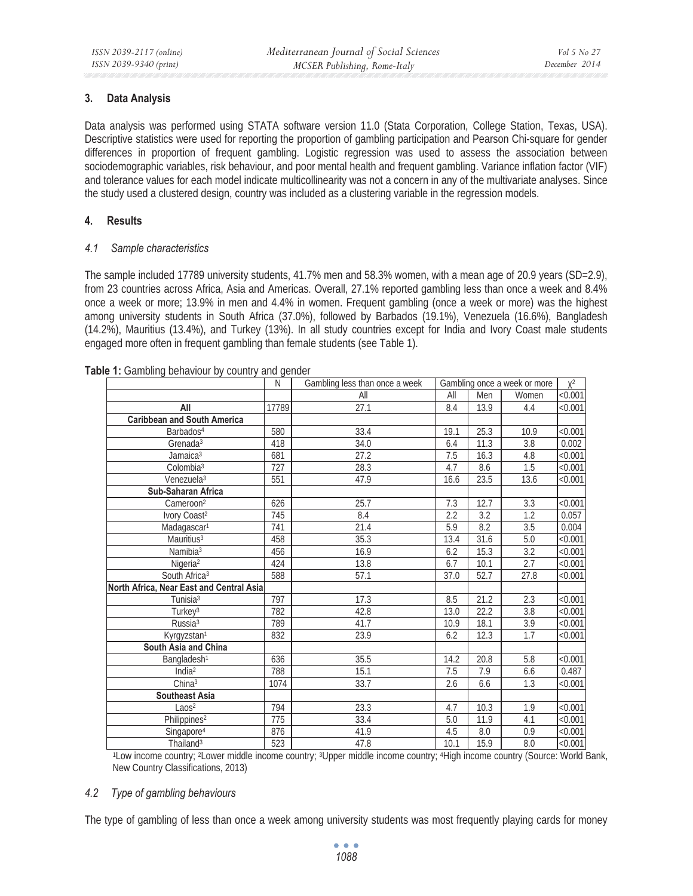## 3. Data Analysis

Data analysis was performed using STATA software version 11.0 (Stata Corporation, College Station, Texas, USA). Descriptive statistics were used for reporting the proportion of gambling participation and Pearson Chi-square for gender differences in proportion of frequent gambling. Logistic regression was used to assess the association between sociodemographic variables, risk behaviour, and poor mental health and frequent gambling. Variance inflation factor (VIF) and tolerance values for each model indicate multicollinearity was not a concern in any of the multivariate analyses. Since the study used a clustered design, country was included as a clustering variable in the regression models.

## 4. Results

### *4.1 Sample characteristics*

The sample included 17789 university students, 41.7% men and 58.3% women, with a mean age of 20.9 years (SD=2.9), from 23 countries across Africa, Asia and Americas. Overall, 27.1% reported gambling less than once a week and 8.4% once a week or more; 13.9% in men and 4.4% in women. Frequent gambling (once a week or more) was the highest among university students in South Africa (37.0%), followed by Barbados (19.1%), Venezuela (16.6%), Bangladesh (14.2%), Mauritius (13.4%), and Turkey (13%). In all study countries except for India and Ivory Coast male students engaged more often in frequent gambling than female students (see Table 1).

**Table 1:** Gambling behaviour by country and gender

| | N | Gambling less than once a week | Gambling once a week or more | | | $\chi^2$ |
|---|---|---|---|---|---|---|
| | | All | All | Men | Women | <0.001 |
| **All** | 17789 | 27.1 | 8.4 | 13.9 | 4.4 | <0.001 |
| **Caribbean and South America** | | | | | | |
| Barbados[4] | 580 | 33.4 | 19.1 | 25.3 | 10.9 | <0.001 |
| Grenada[3] | 418 | 34.0 | 6.4 | 11.3 | 3.8 | 0.002 |
| Jamaica[3] | 681 | 27.2 | 7.5 | 16.3 | 4.8 | <0.001 |
| Colombia[3] | 727 | 28.3 | 4.7 | 8.6 | 1.5 | <0.001 |
| Venezuela[3] | 551 | 47.9 | 16.6 | 23.5 | 13.6 | <0.001 |
| **Sub-Saharan Africa** | | | | | | |
| Cameroon[2] | 626 | 25.7 | 7.3 | 12.7 | 3.3 | <0.001 |
| Ivory Coast[2] | 745 | 8.4 | 2.2 | 3.2 | 1.2 | 0.057 |
| Madagascar[1] | 741 | 21.4 | 5.9 | 8.2 | 3.5 | 0.004 |
| Mauritius[3] | 458 | 35.3 | 13.4 | 31.6 | 5.0 | <0.001 |
| Namibia[3] | 456 | 16.9 | 6.2 | 15.3 | 3.2 | <0.001 |
| Nigeria[2] | 424 | 13.8 | 6.7 | 10.1 | 2.7 | <0.001 |
| South Africa[3] | 588 | 57.1 | 37.0 | 52.7 | 27.8 | <0.001 |
| **North Africa, Near East and Central Asia** | | | | | | |
| Tunisia[3] | 797 | 17.3 | 8.5 | 21.2 | 2.3 | <0.001 |
| Turkey[3] | 782 | 42.8 | 13.0 | 22.2 | 3.8 | <0.001 |
| Russia[3] | 789 | 41.7 | 10.9 | 18.1 | 3.9 | <0.001 |
| Kyrgyzstan[1] | 832 | 23.9 | 6.2 | 12.3 | 1.7 | <0.001 |
| **South Asia and China** | | | | | | |
| Bangladesh[1] | 636 | 35.5 | 14.2 | 20.8 | 5.8 | <0.001 |
| India[2] | 788 | 15.1 | 7.5 | 7.9 | 6.6 | 0.487 |
| China[3] | 1074 | 33.7 | 2.6 | 6.6 | 1.3 | <0.001 |
| **Southeast Asia** | | | | | | |
| Laos[2] | 794 | 23.3 | 4.7 | 10.3 | 1.9 | <0.001 |
| Philippines[2] | 775 | 33.4 | 5.0 | 11.9 | 4.1 | <0.001 |
| Singapore[4] | 876 | 41.9 | 4.5 | 8.0 | 0.9 | <0.001 |
| Thailand[3] | 523 | 47.8 | 10.1 | 15.9 | 8.0 | <0.001 |

[1]Low income country; [2]Lower middle income country; [3]Upper middle income country; [4]High income country (Source: World Bank, New Country Classifications, 2013)

### *4.2 Type of gambling behaviours*

The type of gambling of less than once a week among university students was most frequently playing cards for money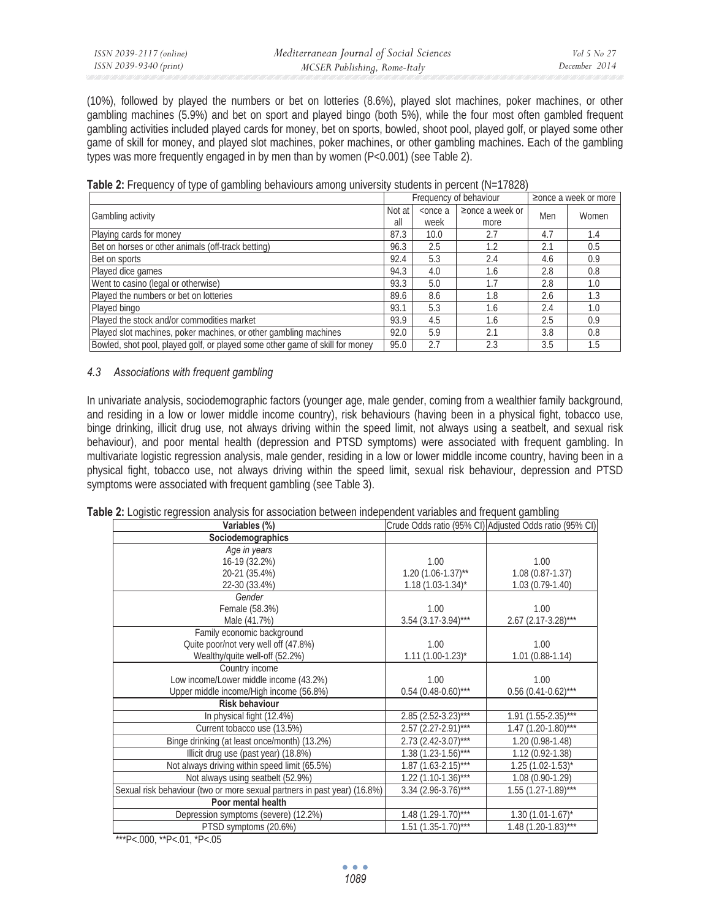(10%), followed by played the numbers or bet on lotteries (8.6%), played slot machines, poker machines, or other gambling machines (5.9%) and bet on sport and played bingo (both 5%), while the four most often gambled frequent gambling activities included played cards for money, bet on sports, bowled, shoot pool, played golf, or played some other game of skill for money, and played slot machines, poker machines, or other gambling machines. Each of the gambling types was more frequently engaged in by men than by women (P<0.001) (see Table 2).

**Table 2:** Frequency of type of gambling behaviours among university students in percent (N=17828)

| Gambling activity | Frequency of behaviour | | | ≥once a week or more | |
|---|---|---|---|---|---|
| | Not at all | <once a week | ≥once a week or more | Men | Women |
| Playing cards for money | 87.3 | 10.0 | 2.7 | 4.7 | 1.4 |
| Bet on horses or other animals (off-track betting) | 96.3 | 2.5 | 1.2 | 2.1 | 0.5 |
| Bet on sports | 92.4 | 5.3 | 2.4 | 4.6 | 0.9 |
| Played dice games | 94.3 | 4.0 | 1.6 | 2.8 | 0.8 |
| Went to casino (legal or otherwise) | 93.3 | 5.0 | 1.7 | 2.8 | 1.0 |
| Played the numbers or bet on lotteries | 89.6 | 8.6 | 1.8 | 2.6 | 1.3 |
| Played bingo | 93.1 | 5.3 | 1.6 | 2.4 | 1.0 |
| Played the stock and/or commodities market | 93.9 | 4.5 | 1.6 | 2.5 | 0.9 |
| Played slot machines, poker machines, or other gambling machines | 92.0 | 5.9 | 2.1 | 3.8 | 0.8 |
| Bowled, shot pool, played golf, or played some other game of skill for money | 95.0 | 2.7 | 2.3 | 3.5 | 1.5 |

### *4.3 Associations with frequent gambling*

In univariate analysis, sociodemographic factors (younger age, male gender, coming from a wealthier family background, and residing in a low or lower middle income country), risk behaviours (having been in a physical fight, tobacco use, binge drinking, illicit drug use, not always driving within the speed limit, not always using a seatbelt, and sexual risk behaviour), and poor mental health (depression and PTSD symptoms) were associated with frequent gambling. In multivariate logistic regression analysis, male gender, residing in a low or lower middle income country, having been in a physical fight, tobacco use, not always driving within the speed limit, sexual risk behaviour, depression and PTSD symptoms were associated with frequent gambling (see Table 3).

**Table 2:** Logistic regression analysis for association between independent variables and frequent gambling

| Variables (%) | Crude Odds ratio (95% CI) | Adjusted Odds ratio (95% CI) |
|---|---|---|
| **Sociodemographics** | | |
| *Age in years* | | |
| 16-19 (32.2%) | 1.00 | 1.00 |
| 20-21 (35.4%) | 1.20 (1.06-1.37)** | 1.08 (0.87-1.37) |
| 22-30 (33.4%) | 1.18 (1.03-1.34)* | 1.03 (0.79-1.40) |
| *Gender* | | |
| Female (58.3%) | 1.00 | 1.00 |
| Male (41.7%) | 3.54 (3.17-3.94)*** | 2.67 (2.17-3.28)*** |
| Family economic background | | |
| Quite poor/not very well off (47.8%) | 1.00 | 1.00 |
| Wealthy/quite well-off (52.2%) | 1.11 (1.00-1.23)* | 1.01 (0.88-1.14) |
| Country income | | |
| Low income/Lower middle income (43.2%) | 1.00 | 1.00 |
| Upper middle income/High income (56.8%) | 0.54 (0.48-0.60)*** | 0.56 (0.41-0.62)*** |
| **Risk behaviour** | | |
| In physical fight (12.4%) | 2.85 (2.52-3.23)*** | 1.91 (1.55-2.35)*** |
| Current tobacco use (13.5%) | 2.57 (2.27-2.91)*** | 1.47 (1.20-1.80)*** |
| Binge drinking (at least once/month) (13.2%) | 2.73 (2.42-3.07)*** | 1.20 (0.98-1.48) |
| Illicit drug use (past year) (18.8%) | 1.38 (1.23-1.56)*** | 1.12 (0.92-1.38) |
| Not always driving within speed limit (65.5%) | 1.87 (1.63-2.15)*** | 1.25 (1.02-1.53)* |
| Not always using seatbelt (52.9%) | 1.22 (1.10-1.36)*** | 1.08 (0.90-1.29) |
| Sexual risk behaviour (two or more sexual partners in past year) (16.8%) | 3.34 (2.96-3.76)*** | 1.55 (1.27-1.89)*** |
| **Poor mental health** | | |
| Depression symptoms (severe) (12.2%) | 1.48 (1.29-1.70)*** | 1.30 (1.01-1.67)* |
| PTSD symptoms (20.6%) | 1.51 (1.35-1.70)*** | 1.48 (1.20-1.83)*** |

***P<.000, **P<.01, *P<.05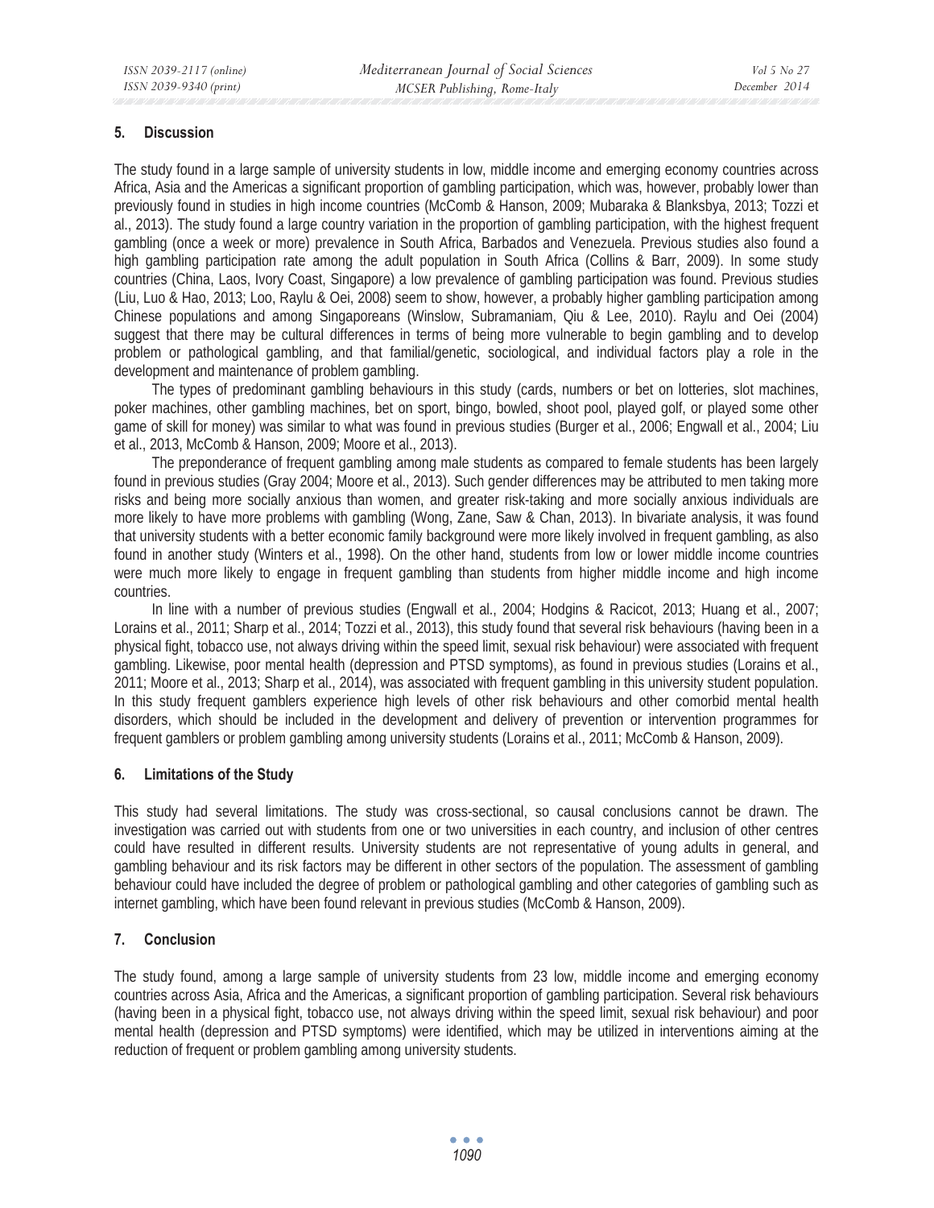## 5. Discussion

The study found in a large sample of university students in low, middle income and emerging economy countries across Africa, Asia and the Americas a significant proportion of gambling participation, which was, however, probably lower than previously found in studies in high income countries (McComb & Hanson, 2009; Mubaraka & Blanksbya, 2013; Tozzi et al., 2013). The study found a large country variation in the proportion of gambling participation, with the highest frequent gambling (once a week or more) prevalence in South Africa, Barbados and Venezuela. Previous studies also found a high gambling participation rate among the adult population in South Africa (Collins & Barr, 2009). In some study countries (China, Laos, Ivory Coast, Singapore) a low prevalence of gambling participation was found. Previous studies (Liu, Luo & Hao, 2013; Loo, Raylu & Oei, 2008) seem to show, however, a probably higher gambling participation among Chinese populations and among Singaporeans (Winslow, Subramaniam, Qiu & Lee, 2010). Raylu and Oei (2004) suggest that there may be cultural differences in terms of being more vulnerable to begin gambling and to develop problem or pathological gambling, and that familial/genetic, sociological, and individual factors play a role in the development and maintenance of problem gambling.

The types of predominant gambling behaviours in this study (cards, numbers or bet on lotteries, slot machines, poker machines, other gambling machines, bet on sport, bingo, bowled, shoot pool, played golf, or played some other game of skill for money) was similar to what was found in previous studies (Burger et al., 2006; Engwall et al., 2004; Liu et al., 2013, McComb & Hanson, 2009; Moore et al., 2013).

The preponderance of frequent gambling among male students as compared to female students has been largely found in previous studies (Gray 2004; Moore et al., 2013). Such gender differences may be attributed to men taking more risks and being more socially anxious than women, and greater risk-taking and more socially anxious individuals are more likely to have more problems with gambling (Wong, Zane, Saw & Chan, 2013). In bivariate analysis, it was found that university students with a better economic family background were more likely involved in frequent gambling, as also found in another study (Winters et al., 1998). On the other hand, students from low or lower middle income countries were much more likely to engage in frequent gambling than students from higher middle income and high income countries.

In line with a number of previous studies (Engwall et al., 2004; Hodgins & Racicot, 2013; Huang et al., 2007; Lorains et al., 2011; Sharp et al., 2014; Tozzi et al., 2013), this study found that several risk behaviours (having been in a physical fight, tobacco use, not always driving within the speed limit, sexual risk behaviour) were associated with frequent gambling. Likewise, poor mental health (depression and PTSD symptoms), as found in previous studies (Lorains et al., 2011; Moore et al., 2013; Sharp et al., 2014), was associated with frequent gambling in this university student population. In this study frequent gamblers experience high levels of other risk behaviours and other comorbid mental health disorders, which should be included in the development and delivery of prevention or intervention programmes for frequent gamblers or problem gambling among university students (Lorains et al., 2011; McComb & Hanson, 2009).

## 6. Limitations of the Study

This study had several limitations. The study was cross-sectional, so causal conclusions cannot be drawn. The investigation was carried out with students from one or two universities in each country, and inclusion of other centres could have resulted in different results. University students are not representative of young adults in general, and gambling behaviour and its risk factors may be different in other sectors of the population. The assessment of gambling behaviour could have included the degree of problem or pathological gambling and other categories of gambling such as internet gambling, which have been found relevant in previous studies (McComb & Hanson, 2009).

## 7. Conclusion

The study found, among a large sample of university students from 23 low, middle income and emerging economy countries across Asia, Africa and the Americas, a significant proportion of gambling participation. Several risk behaviours (having been in a physical fight, tobacco use, not always driving within the speed limit, sexual risk behaviour) and poor mental health (depression and PTSD symptoms) were identified, which may be utilized in interventions aiming at the reduction of frequent or problem gambling among university students.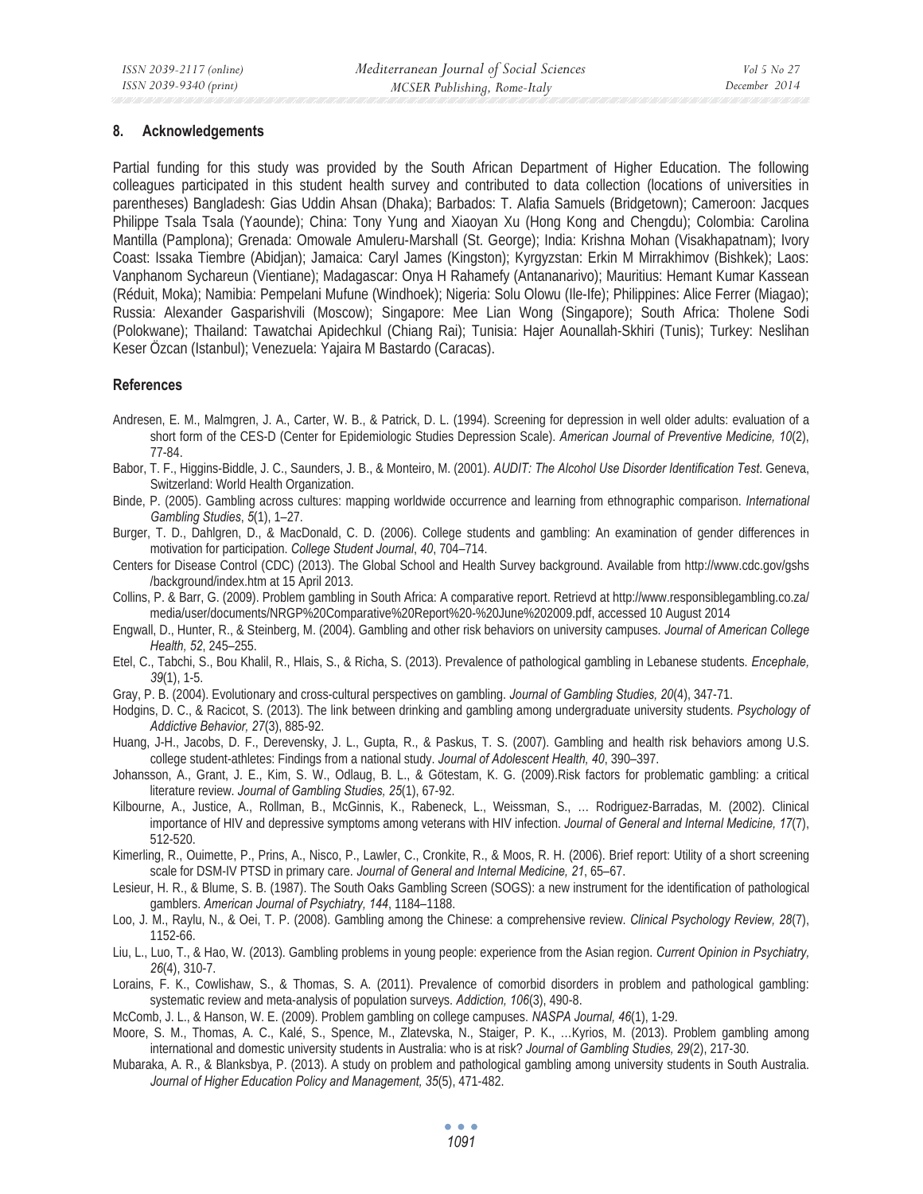## 8. Acknowledgements

Partial funding for this study was provided by the South African Department of Higher Education. The following colleagues participated in this student health survey and contributed to data collection (locations of universities in parentheses) Bangladesh: Gias Uddin Ahsan (Dhaka); Barbados: T. Alafia Samuels (Bridgetown); Cameroon: Jacques Philippe Tsala Tsala (Yaounde); China: Tony Yung and Xiaoyan Xu (Hong Kong and Chengdu); Colombia: Carolina Mantilla (Pamplona); Grenada: Omowale Amuleru-Marshall (St. George); India: Krishna Mohan (Visakhapatnam); Ivory Coast: Issaka Tiembre (Abidjan); Jamaica: Caryl James (Kingston); Kyrgyzstan: Erkin M Mirrakhimov (Bishkek); Laos: Vanphanom Sychareun (Vientiane); Madagascar: Onya H Rahamefy (Antananarivo); Mauritius: Hemant Kumar Kassean (Réduit, Moka); Namibia: Pempelani Mufune (Windhoek); Nigeria: Solu Olowu (Ile-Ife); Philippines: Alice Ferrer (Miagao); Russia: Alexander Gasparishvili (Moscow); Singapore: Mee Lian Wong (Singapore); South Africa: Tholene Sodi (Polokwane); Thailand: Tawatchai Apidechkul (Chiang Rai); Tunisia: Hajer Aounallah-Skhiri (Tunis); Turkey: Neslihan Keser Özcan (Istanbul); Venezuela: Yajaira M Bastardo (Caracas).

## References

Andresen, E. M., Malmgren, J. A., Carter, W. B., & Patrick, D. L. (1994). Screening for depression in well older adults: evaluation of a short form of the CES-D (Center for Epidemiologic Studies Depression Scale). *American Journal of Preventive Medicine, 10*(2), 77-84.

Babor, T. F., Higgins-Biddle, J. C., Saunders, J. B., & Monteiro, M. (2001). *AUDIT: The Alcohol Use Disorder Identification Test.* Geneva, Switzerland: World Health Organization.

Binde, P. (2005). Gambling across cultures: mapping worldwide occurrence and learning from ethnographic comparison. *International Gambling Studies*, *5*(1), 1–27.

Burger, T. D., Dahlgren, D., & MacDonald, C. D. (2006). College students and gambling: An examination of gender differences in motivation for participation. *College Student Journal*, *40*, 704–714.

Centers for Disease Control (CDC) (2013). The Global School and Health Survey background. Available from http://www.cdc.gov/gshs/background/index.htm at 15 April 2013.

Collins, P. & Barr, G. (2009). Problem gambling in South Africa: A comparative report. Retrievd at http://www.responsiblegambling.co.za/media/user/documents/NRGP%20Comparative%20Report%20-%20June%202009.pdf, accessed 10 August 2014

Engwall, D., Hunter, R., & Steinberg, M. (2004). Gambling and other risk behaviors on university campuses. *Journal of American College Health, 52*, 245–255.

Etel, C., Tabchi, S., Bou Khalil, R., Hlais, S., & Richa, S. (2013). Prevalence of pathological gambling in Lebanese students. *Encephale, 39*(1), 1-5.

Gray, P. B. (2004). Evolutionary and cross-cultural perspectives on gambling. *Journal of Gambling Studies, 20*(4), 347-71.

Hodgins, D. C., & Racicot, S. (2013). The link between drinking and gambling among undergraduate university students. *Psychology of Addictive Behavior, 27*(3), 885-92.

Huang, J-H., Jacobs, D. F., Derevensky, J. L., Gupta, R., & Paskus, T. S. (2007). Gambling and health risk behaviors among U.S. college student-athletes: Findings from a national study. *Journal of Adolescent Health, 40*, 390–397.

Johansson, A., Grant, J. E., Kim, S. W., Odlaug, B. L., & Götestam, K. G. (2009).Risk factors for problematic gambling: a critical literature review. *Journal of Gambling Studies, 25*(1), 67-92.

Kilbourne, A., Justice, A., Rollman, B., McGinnis, K., Rabeneck, L., Weissman, S., … Rodriguez-Barradas, M. (2002). Clinical importance of HIV and depressive symptoms among veterans with HIV infection. *Journal of General and Internal Medicine, 17*(7), 512-520.

Kimerling, R., Ouimette, P., Prins, A., Nisco, P., Lawler, C., Cronkite, R., & Moos, R. H. (2006). Brief report: Utility of a short screening scale for DSM-IV PTSD in primary care. *Journal of General and Internal Medicine, 21*, 65–67.

Lesieur, H. R., & Blume, S. B. (1987). The South Oaks Gambling Screen (SOGS): a new instrument for the identification of pathological gamblers. *American Journal of Psychiatry, 144*, 1184–1188.

Loo, J. M., Raylu, N., & Oei, T. P. (2008). Gambling among the Chinese: a comprehensive review. *Clinical Psychology Review, 28*(7), 1152-66.

Liu, L., Luo, T., & Hao, W. (2013). Gambling problems in young people: experience from the Asian region. *Current Opinion in Psychiatry, 26*(4), 310-7.

Lorains, F. K., Cowlishaw, S., & Thomas, S. A. (2011). Prevalence of comorbid disorders in problem and pathological gambling: systematic review and meta-analysis of population surveys. *Addiction, 106*(3), 490-8.

McComb, J. L., & Hanson, W. E. (2009). Problem gambling on college campuses. *NASPA Journal, 46*(1), 1-29.

Moore, S. M., Thomas, A. C., Kalé, S., Spence, M., Zlatevska, N., Staiger, P. K., …Kyrios, M. (2013). Problem gambling among international and domestic university students in Australia: who is at risk? *Journal of Gambling Studies, 29*(2), 217-30.

Mubaraka, A. R., & Blanksbya, P. (2013). A study on problem and pathological gambling among university students in South Australia. *Journal of Higher Education Policy and Management, 35*(5), 471-482.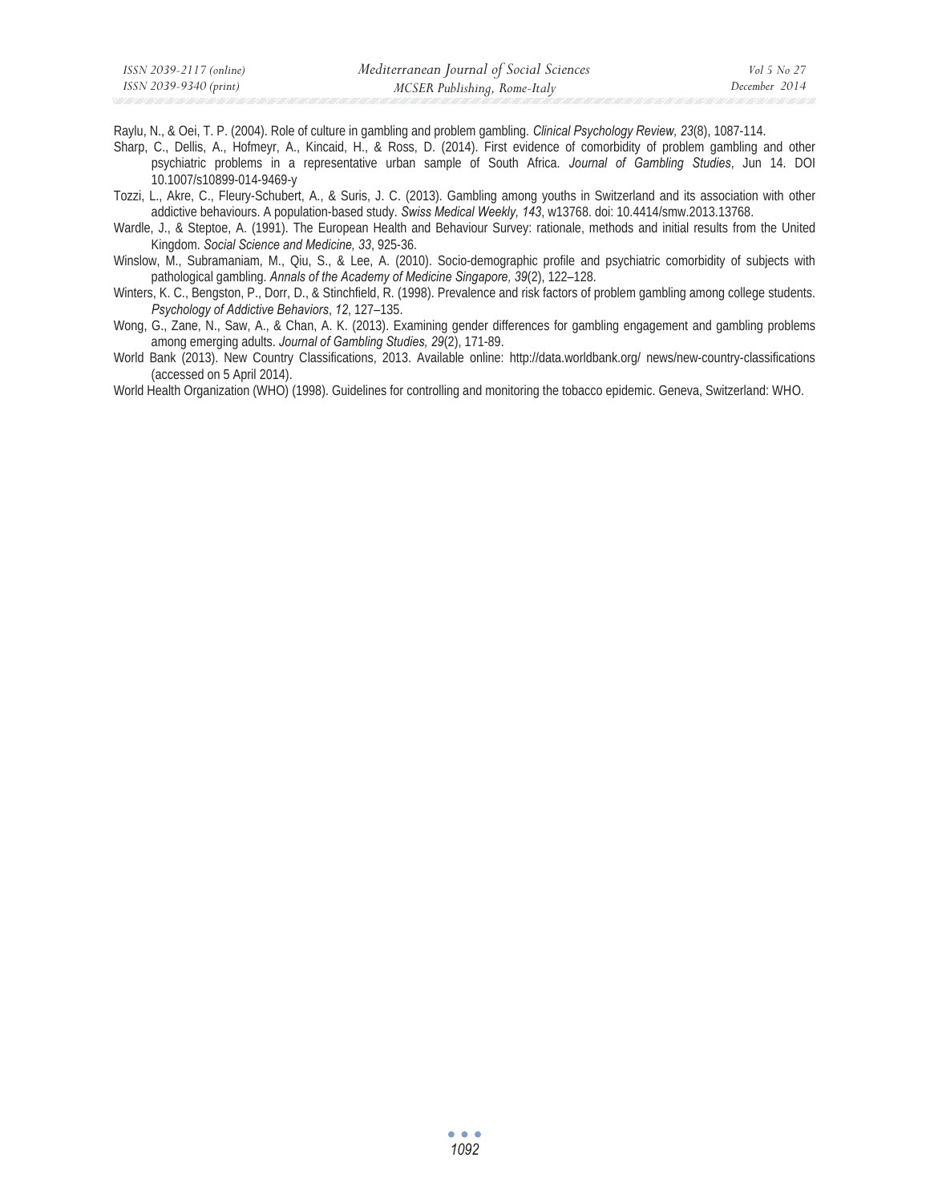Raylu, N., & Oei, T. P. (2004). Role of culture in gambling and problem gambling. *Clinical Psychology Review, 23*(8), 1087-114.

Sharp, C., Dellis, A., Hofmeyr, A., Kincaid, H., & Ross, D. (2014). First evidence of comorbidity of problem gambling and other psychiatric problems in a representative urban sample of South Africa. *Journal of Gambling Studies*, Jun 14. DOI 10.1007/s10899-014-9469-y

Tozzi, L., Akre, C., Fleury-Schubert, A., & Suris, J. C. (2013). Gambling among youths in Switzerland and its association with other addictive behaviours. A population-based study. *Swiss Medical Weekly, 143*, w13768. doi: 10.4414/smw.2013.13768.

Wardle, J., & Steptoe, A. (1991). The European Health and Behaviour Survey: rationale, methods and initial results from the United Kingdom. *Social Science and Medicine, 33*, 925-36.

Winslow, M., Subramaniam, M., Qiu, S., & Lee, A. (2010). Socio-demographic profile and psychiatric comorbidity of subjects with pathological gambling. *Annals of the Academy of Medicine Singapore, 39*(2), 122–128.

Winters, K. C., Bengston, P., Dorr, D., & Stinchfield, R. (1998). Prevalence and risk factors of problem gambling among college students. *Psychology of Addictive Behaviors*, *12*, 127–135.

Wong, G., Zane, N., Saw, A., & Chan, A. K. (2013). Examining gender differences for gambling engagement and gambling problems among emerging adults. *Journal of Gambling Studies, 29*(2), 171-89.

World Bank (2013). New Country Classifications, 2013. Available online: http://data.worldbank.org/ news/new-country-classifications (accessed on 5 April 2014).

World Health Organization (WHO) (1998). Guidelines for controlling and monitoring the tobacco epidemic. Geneva, Switzerland: WHO.